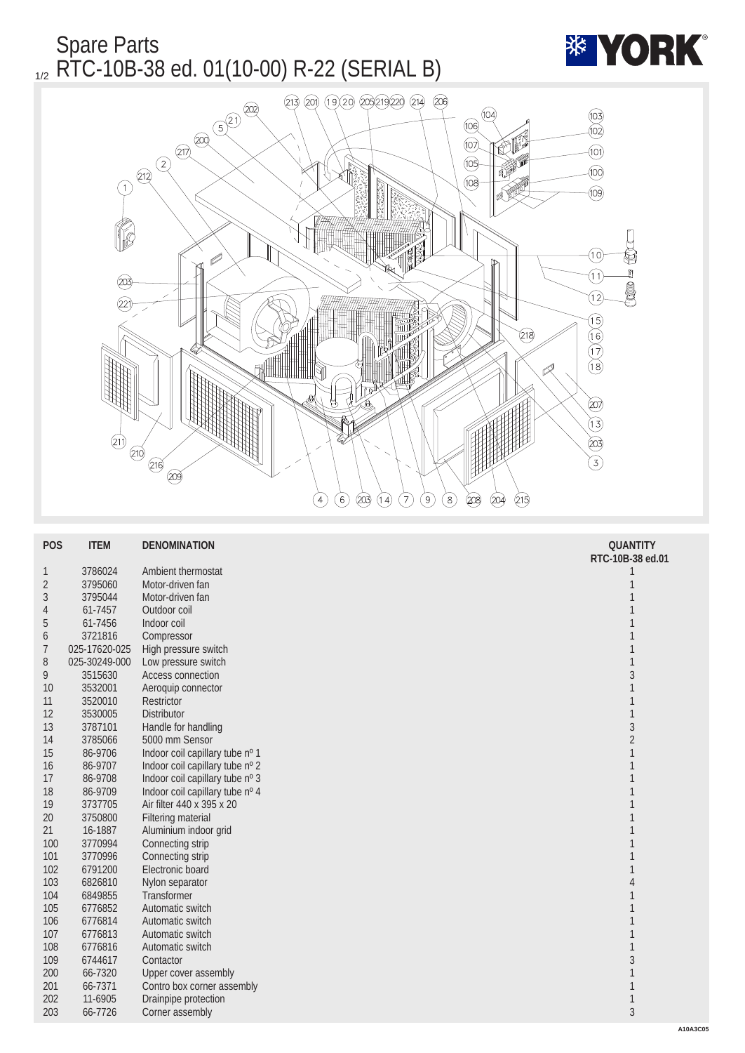# Spare Parts

## 1/2 RTC-10B-38 ed. 01(10-00) R-22 (SERIAL B)

YORK

| POS | ITEM | DENOMINATION | QUANTITY RTC-10B-38 ed.01 |
|---|---|---|---|
| 1 | 3786024 | Ambient thermostat | 1 |
| 2 | 3795060 | Motor-driven fan | 1 |
| 3 | 3795044 | Motor-driven fan | 1 |
| 4 | 61-7457 | Outdoor coil | 1 |
| 5 | 61-7456 | Indoor coil | 1 |
| 6 | 3721816 | Compressor | 1 |
| 7 | 025-17620-025 | High pressure switch | 1 |
| 8 | 025-30249-000 | Low pressure switch | 1 |
| 9 | 3515630 | Access connection | 3 |
| 10 | 3532001 | Aeroquip connector | 1 |
| 11 | 3520010 | Restrictor | 1 |
| 12 | 3530005 | Distributor | 1 |
| 13 | 3787101 | Handle for handling | 3 |
| 14 | 3785066 | 5000 mm Sensor | 2 |
| 15 | 86-9706 | Indoor coil capillary tube nº 1 | 1 |
| 16 | 86-9707 | Indoor coil capillary tube nº 2 | 1 |
| 17 | 86-9708 | Indoor coil capillary tube nº 3 | 1 |
| 18 | 86-9709 | Indoor coil capillary tube nº 4 | 1 |
| 19 | 3737705 | Air filter 440 x 395 x 20 | 1 |
| 20 | 3750800 | Filtering material | 1 |
| 21 | 16-1887 | Aluminium indoor grid | 1 |
| 100 | 3770994 | Connecting strip | 1 |
| 101 | 3770996 | Connecting strip | 1 |
| 102 | 6791200 | Electronic board | 1 |
| 103 | 6826810 | Nylon separator | 4 |
| 104 | 6849855 | Transformer | 1 |
| 105 | 6776852 | Automatic switch | 1 |
| 106 | 6776814 | Automatic switch | 1 |
| 107 | 6776813 | Automatic switch | 1 |
| 108 | 6776816 | Automatic switch | 1 |
| 109 | 6744617 | Contactor | 3 |
| 200 | 66-7320 | Upper cover assembly | 1 |
| 201 | 66-7371 | Contro box corner assembly | 1 |
| 202 | 11-6905 | Drainpipe protection | 1 |
| 203 | 66-7726 | Corner assembly | 3 |

A10A3C05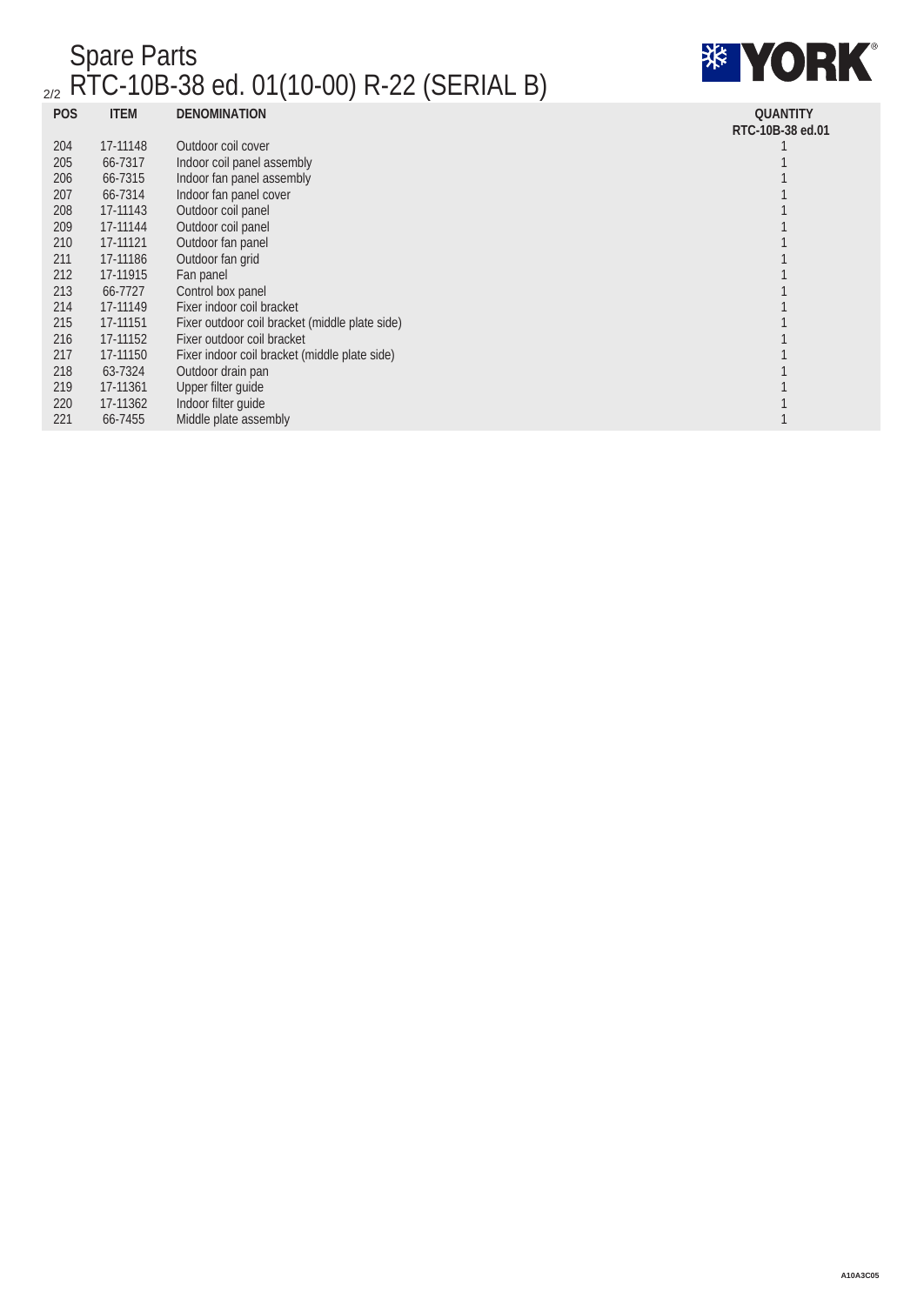# Spare Parts

## RTC-10B-38 ed. 01(10-00) R-22 (SERIAL B)

| POS | ITEM | DENOMINATION | QUANTITY RTC-10B-38 ed.01 |
|---|---|---|---|
| 204 | 17-11148 | Outdoor coil cover | 1 |
| 205 | 66-7317 | Indoor coil panel assembly | 1 |
| 206 | 66-7315 | Indoor fan panel assembly | 1 |
| 207 | 66-7314 | Indoor fan panel cover | 1 |
| 208 | 17-11143 | Outdoor coil panel | 1 |
| 209 | 17-11144 | Outdoor coil panel | 1 |
| 210 | 17-11121 | Outdoor fan panel | 1 |
| 211 | 17-11186 | Outdoor fan grid | 1 |
| 212 | 17-11915 | Fan panel | 1 |
| 213 | 66-7727 | Control box panel | 1 |
| 214 | 17-11149 | Fixer indoor coil bracket | 1 |
| 215 | 17-11151 | Fixer outdoor coil bracket (middle plate side) | 1 |
| 216 | 17-11152 | Fixer outdoor coil bracket | 1 |
| 217 | 17-11150 | Fixer indoor coil bracket (middle plate side) | 1 |
| 218 | 63-7324 | Outdoor drain pan | 1 |
| 219 | 17-11361 | Upper filter guide | 1 |
| 220 | 17-11362 | Indoor filter guide | 1 |
| 221 | 66-7455 | Middle plate assembly | 1 |

A10A3C05